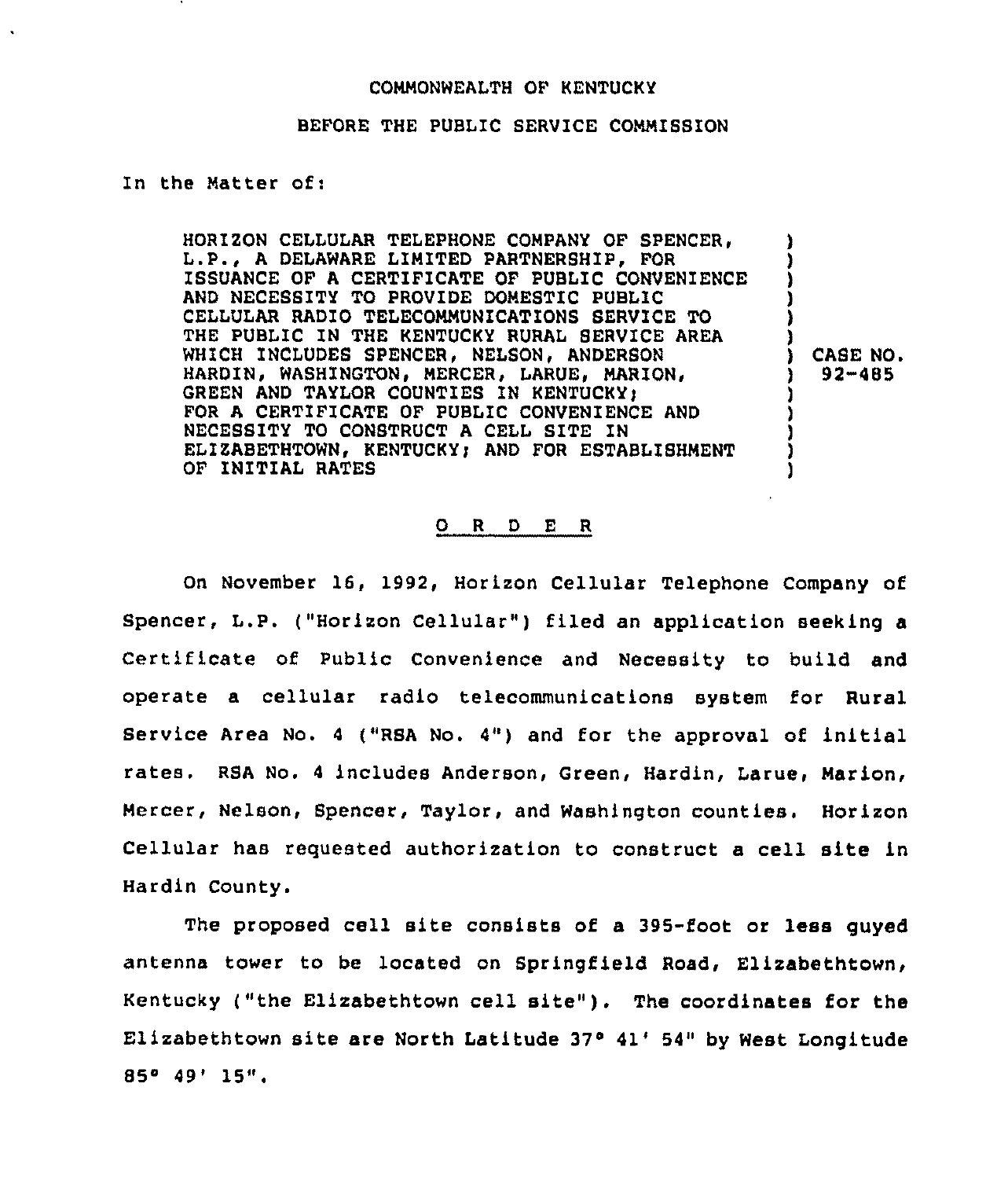COMMONWEALTH OF KENTUCKY

BEFORE THE PUBLIC SERVICE COMMISSION

In the Matter of:

| | |
|---|---|
| HORIZON CELLULAR TELEPHONE COMPANY OF SPENCER, L.P., A DELAWARE LIMITED PARTNERSHIP, FOR ISSUANCE OF A CERTIFICATE OF PUBLIC CONVENIENCE AND NECESSITY TO PROVIDE DOMESTIC PUBLIC CELLULAR RADIO TELECOMMUNICATIONS SERVICE TO THE PUBLIC IN THE KENTUCKY RURAL SERVICE AREA WHICH INCLUDES SPENCER, NELSON, ANDERSON HARDIN, WASHINGTON, MERCER, LARUE, MARION, GREEN AND TAYLOR COUNTIES IN KENTUCKY; FOR A CERTIFICATE OF PUBLIC CONVENIENCE AND NECESSITY TO CONSTRUCT A CELL SITE IN ELIZABETHTOWN, KENTUCKY; AND FOR ESTABLISHMENT OF INITIAL RATES | CASE NO. 92-485 |

## O R D E R

On November 16, 1992, Horizon Cellular Telephone Company of Spencer, L.P. ("Horizon Cellular") filed an application seeking a Certificate of Public Convenience and Necessity to build and operate a cellular radio telecommunications system for Rural Service Area No. 4 ("RSA No. 4") and for the approval of initial rates. RSA No. 4 includes Anderson, Green, Hardin, Larue, Marion, Mercer, Nelson, Spencer, Taylor, and Washington counties. Horizon Cellular has requested authorization to construct a cell site in Hardin County.

The proposed cell site consists of a 395-foot or less guyed antenna tower to be located on Springfield Road, Elizabethtown, Kentucky ("the Elizabethtown cell site"). The coordinates for the Elizabethtown site are North Latitude 37° 41' 54" by West Longitude 85° 49' 15".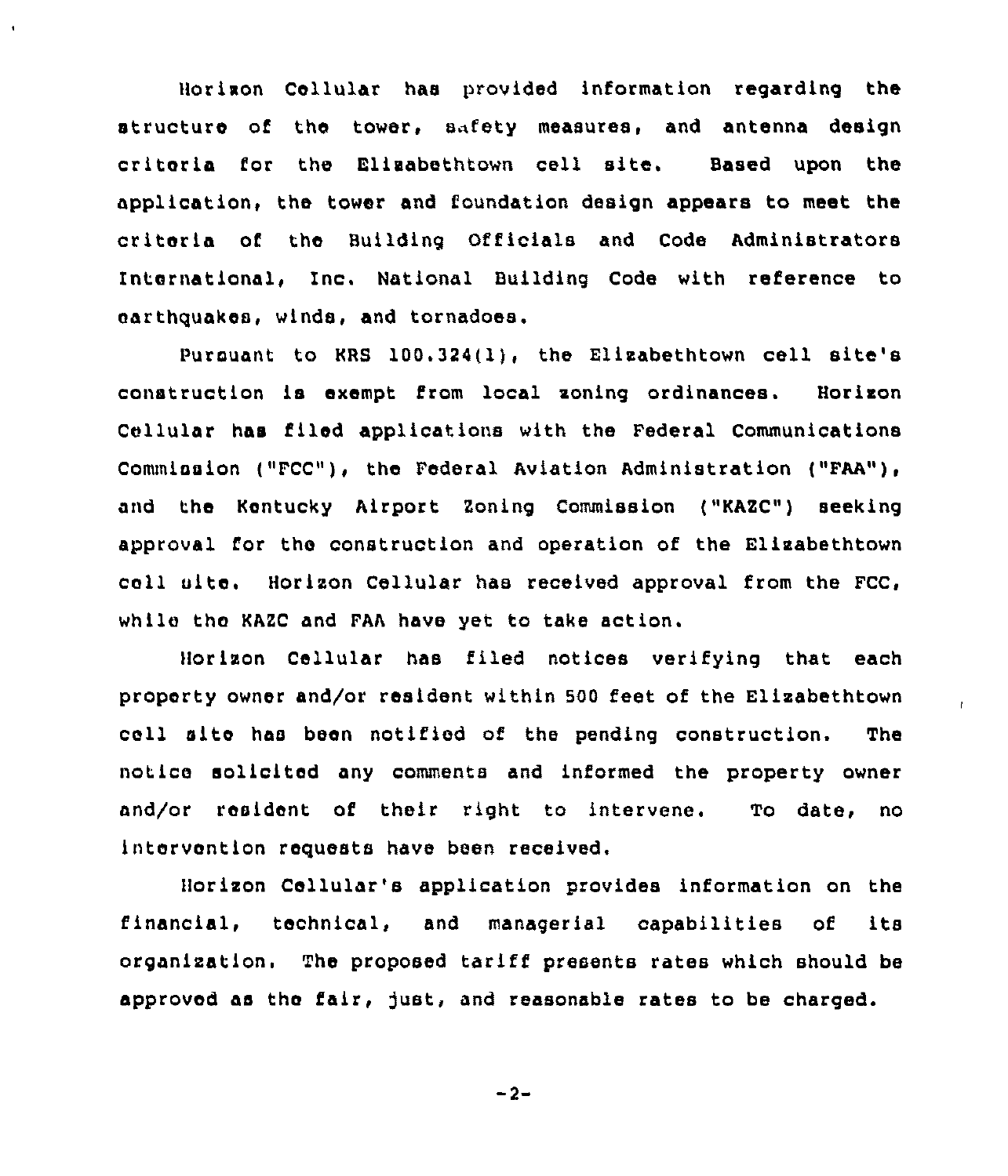Horizon Cellular has provided information regarding the structure of the tower, safety measures, and antenna design criteria for the Elizabethtown cell site. Based upon the application, the tower and foundation design appears to meet the criteria of the Building Officials and Code Administrators International, Inc. National Building Code with reference to earthquakes, winds, and tornadoes.

Pursuant to KRS 100.324(1), the Elizabethtown cell site's construction is exempt from local zoning ordinances. Horizon Cellular has filed applications with the Federal Communications Commission ("FCC"), the Federal Aviation Administration ("FAA"), and the Kentucky Airport Zoning Commission ("KAZC") seeking approval for the construction and operation of the Elizabethtown cell site. Horizon Cellular has received approval from the FCC, while the KAZC and FAA have yet to take action.

Horizon Cellular has filed notices verifying that each property owner and/or resident within 500 feet of the Elizabethtown cell site has been notified of the pending construction. The notice solicited any comments and informed the property owner and/or resident of their right to intervene. To date, no intervention requests have been received.

Horizon Cellular's application provides information on the financial, technical, and managerial capabilities of its organization. The proposed tariff presents rates which should be approved as the fair, just, and reasonable rates to be charged.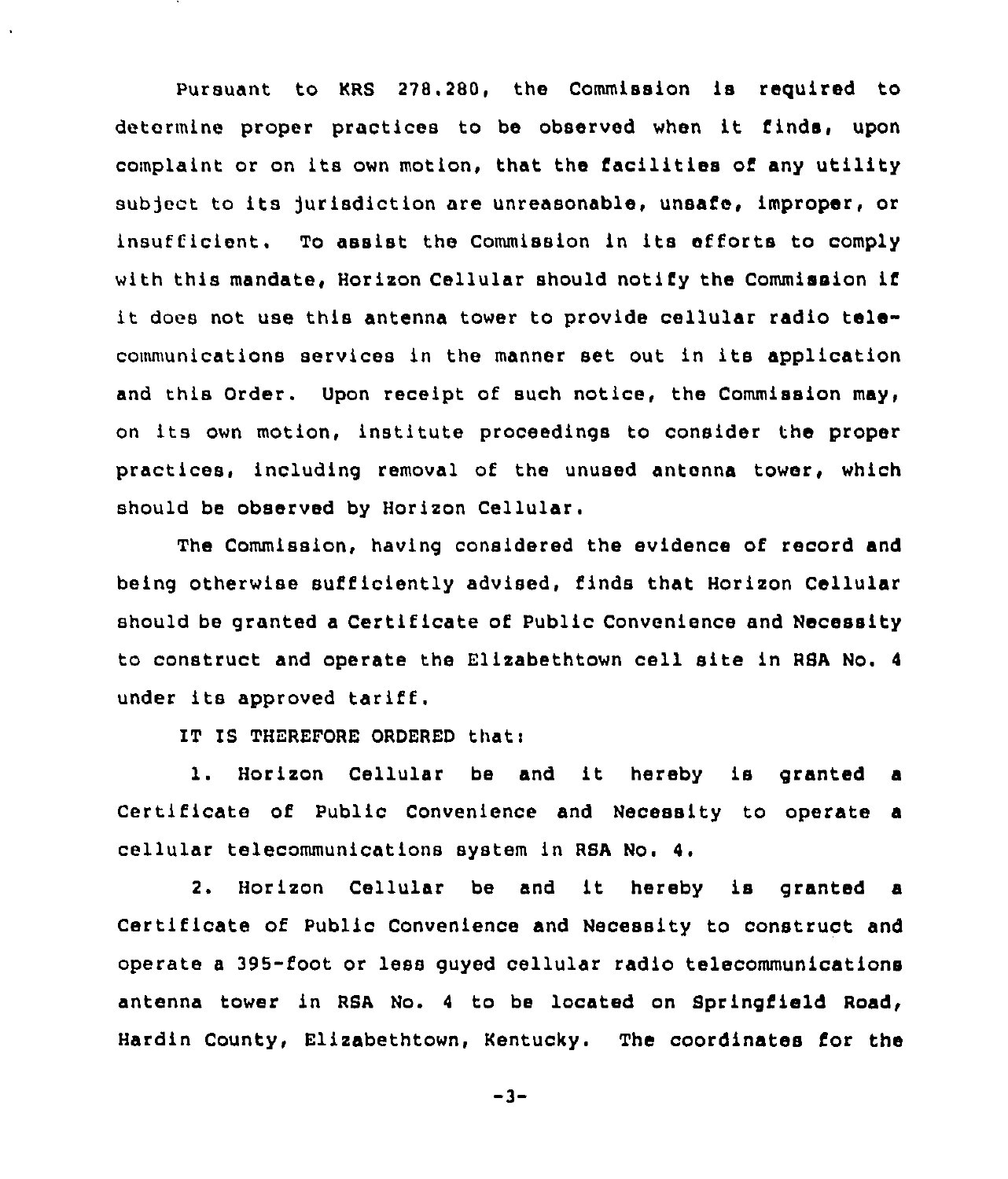Pursuant to KRS 278.280, the Commission is required to determine proper practices to be observed when it finds, upon complaint or on its own motion, that the facilities of any utility subject to its jurisdiction are unreasonable, unsafe, improper, or insufficient. To assist the Commission in its efforts to comply with this mandate, Horizon Cellular should notify the Commission if it does not use this antenna tower to provide cellular radio telecommunications services in the manner set out in its application and this Order. Upon receipt of such notice, the Commission may, on its own motion, institute proceedings to consider the proper practices, including removal of the unused antenna tower, which should be observed by Horizon Cellular.

The Commission, having considered the evidence of record and being otherwise sufficiently advised, finds that Horizon Cellular should be granted a Certificate of Public Convenience and Necessity to construct and operate the Elizabethtown cell site in RSA No. 4 under its approved tariff.

IT IS THEREFORE ORDERED that:

1. Horizon Cellular be and it hereby is granted a Certificate of Public Convenience and Necessity to operate a cellular telecommunications system in RSA No. 4.

2. Horizon Cellular be and it hereby is granted a Certificate of Public Convenience and Necessity to construct and operate a 395-foot or less guyed cellular radio telecommunications antenna tower in RSA No. 4 to be located on Springfield Road, Hardin County, Elizabethtown, Kentucky. The coordinates for the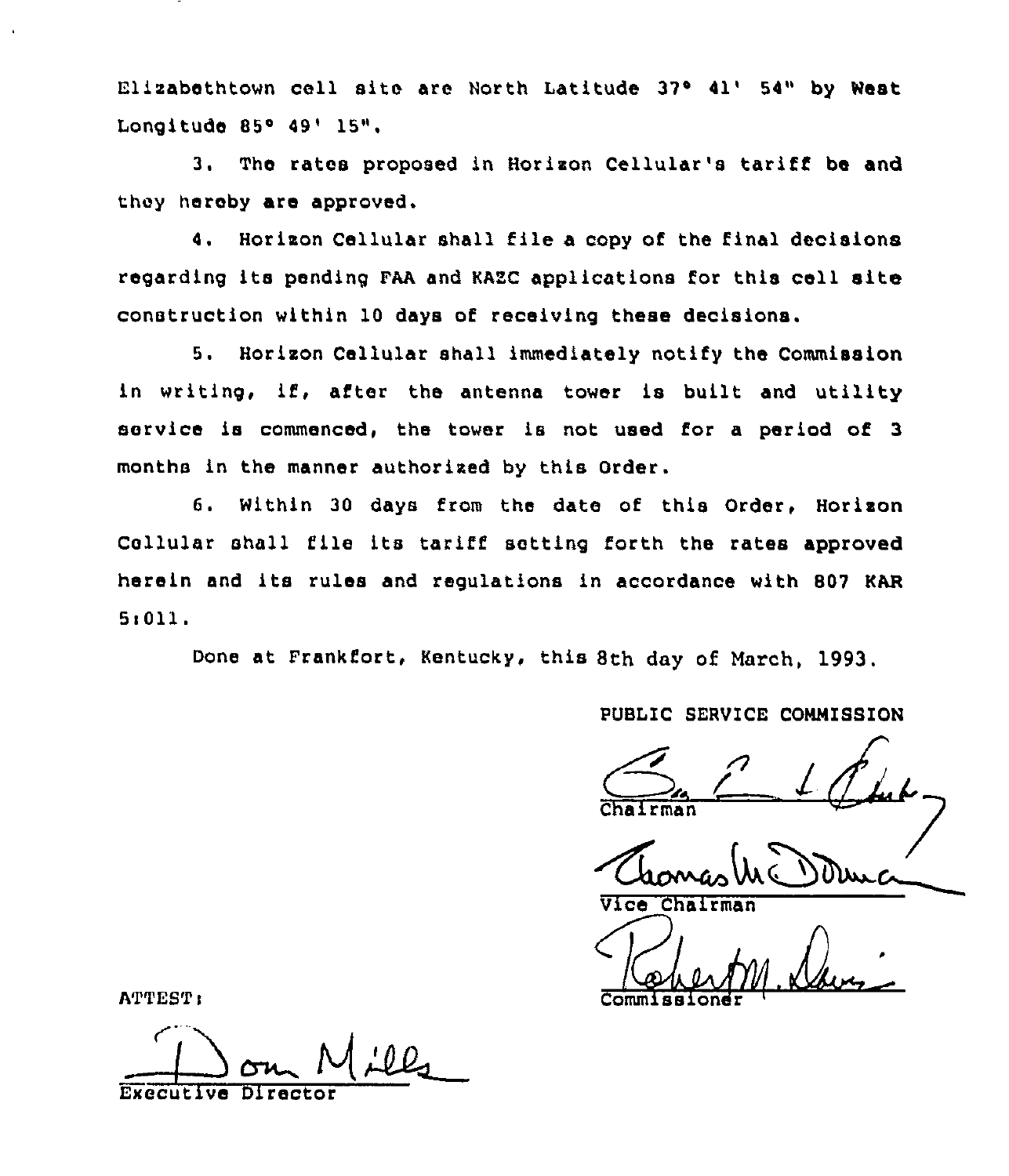Elizabethtown cell site are North Latitude 37° 41' 54" by West Longitude 85° 49' 15".

3. The rates proposed in Horizon Cellular's tariff be and they hereby are approved.

4. Horizon Cellular shall file a copy of the final decisions regarding its pending FAA and KAZC applications for this cell site construction within 10 days of receiving these decisions.

5. Horizon Cellular shall immediately notify the Commission in writing, if, after the antenna tower is built and utility service is commenced, the tower is not used for a period of 3 months in the manner authorized by this Order.

6. Within 30 days from the date of this Order, Horizon Cellular shall file its tariff setting forth the rates approved herein and its rules and regulations in accordance with 807 KAR 5:011.

Done at Frankfort, Kentucky, this 8th day of March, 1993.

PUBLIC SERVICE COMMISSION

Chairman

Vice Chairman

Commissioner

ATTEST:

Executive Director